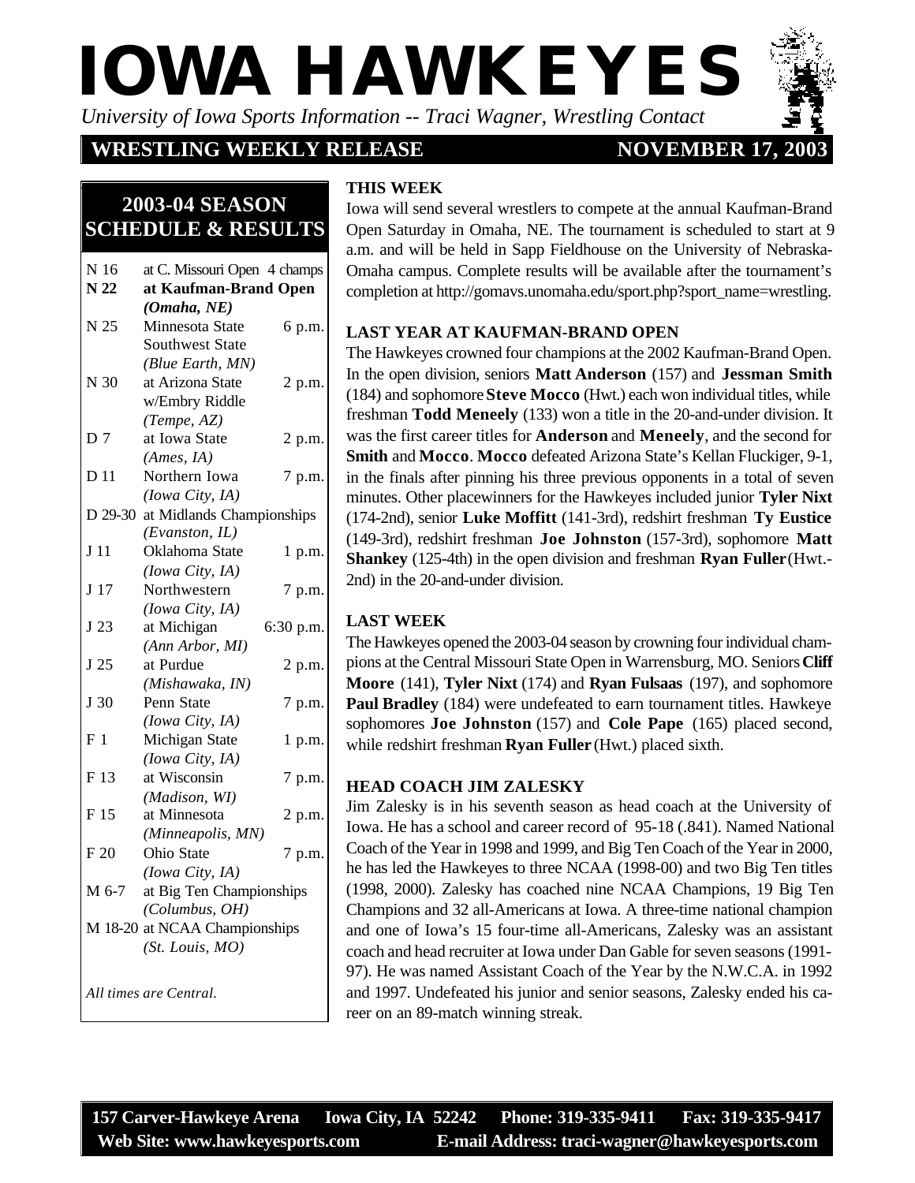# IOWA HAWKEYES

*University of Iowa Sports Information -- Traci Wagner, Wrestling Contact*

**WRESTLING WEEKLY RELEASE** **NOVEMBER 17, 2003**

## 2003-04 SEASON SCHEDULE & RESULTS

| Date | Event | Time/Result |
|---|---|---|
| N 16 | at C. Missouri Open | 4 champs |
| **N 22** | **at Kaufman-Brand Open** ***(Omaha, NE)*** | |
| N 25 | Minnesota State, Southwest State *(Blue Earth, MN)* | 6 p.m. |
| N 30 | at Arizona State w/Embry Riddle *(Tempe, AZ)* | 2 p.m. |
| D 7 | at Iowa State *(Ames, IA)* | 2 p.m. |
| D 11 | Northern Iowa *(Iowa City, IA)* | 7 p.m. |
| D 29-30 | at Midlands Championships *(Evanston, IL)* | |
| J 11 | Oklahoma State *(Iowa City, IA)* | 1 p.m. |
| J 17 | Northwestern *(Iowa City, IA)* | 7 p.m. |
| J 23 | at Michigan *(Ann Arbor, MI)* | 6:30 p.m. |
| J 25 | at Purdue *(Mishawaka, IN)* | 2 p.m. |
| J 30 | Penn State *(Iowa City, IA)* | 7 p.m. |
| F 1 | Michigan State *(Iowa City, IA)* | 1 p.m. |
| F 13 | at Wisconsin *(Madison, WI)* | 7 p.m. |
| F 15 | at Minnesota *(Minneapolis, MN)* | 2 p.m. |
| F 20 | Ohio State *(Iowa City, IA)* | 7 p.m. |
| M 6-7 | at Big Ten Championships *(Columbus, OH)* | |
| M 18-20 | at NCAA Championships *(St. Louis, MO)* | |

*All times are Central.*

### THIS WEEK

Iowa will send several wrestlers to compete at the annual Kaufman-Brand Open Saturday in Omaha, NE. The tournament is scheduled to start at 9 a.m. and will be held in Sapp Fieldhouse on the University of Nebraska-Omaha campus. Complete results will be available after the tournament's completion at http://gomavs.unomaha.edu/sport.php?sport_name=wrestling.

### LAST YEAR AT KAUFMAN-BRAND OPEN

The Hawkeyes crowned four champions at the 2002 Kaufman-Brand Open. In the open division, seniors **Matt Anderson** (157) and **Jessman Smith** (184) and sophomore **Steve Mocco** (Hwt.) each won individual titles, while freshman **Todd Meneely** (133) won a title in the 20-and-under division. It was the first career titles for **Anderson** and **Meneely**, and the second for **Smith** and **Mocco**. **Mocco** defeated Arizona State's Kellan Fluckiger, 9-1, in the finals after pinning his three previous opponents in a total of seven minutes. Other placewinners for the Hawkeyes included junior **Tyler Nixt** (174-2nd), senior **Luke Moffitt** (141-3rd), redshirt freshman **Ty Eustice** (149-3rd), redshirt freshman **Joe Johnston** (157-3rd), sophomore **Matt Shankey** (125-4th) in the open division and freshman **Ryan Fuller** (Hwt.-2nd) in the 20-and-under division.

### LAST WEEK

The Hawkeyes opened the 2003-04 season by crowning four individual champions at the Central Missouri State Open in Warrensburg, MO. Seniors **Cliff Moore** (141), **Tyler Nixt** (174) and **Ryan Fulsaas** (197), and sophomore **Paul Bradley** (184) were undefeated to earn tournament titles. Hawkeye sophomores **Joe Johnston** (157) and **Cole Pape** (165) placed second, while redshirt freshman **Ryan Fuller** (Hwt.) placed sixth.

### HEAD COACH JIM ZALESKY

Jim Zalesky is in his seventh season as head coach at the University of Iowa. He has a school and career record of 95-18 (.841). Named National Coach of the Year in 1998 and 1999, and Big Ten Coach of the Year in 2000, he has led the Hawkeyes to three NCAA (1998-00) and two Big Ten titles (1998, 2000). Zalesky has coached nine NCAA Champions, 19 Big Ten Champions and 32 all-Americans at Iowa. A three-time national champion and one of Iowa's 15 four-time all-Americans, Zalesky was an assistant coach and head recruiter at Iowa under Dan Gable for seven seasons (1991-97). He was named Assistant Coach of the Year by the N.W.C.A. in 1992 and 1997. Undefeated his junior and senior seasons, Zalesky ended his career on an 89-match winning streak.

**157 Carver-Hawkeye Arena Iowa City, IA 52242 Phone: 319-335-9411 Fax: 319-335-9417**
**Web Site: www.hawkeyesports.com E-mail Address: traci-wagner@hawkeyesports.com**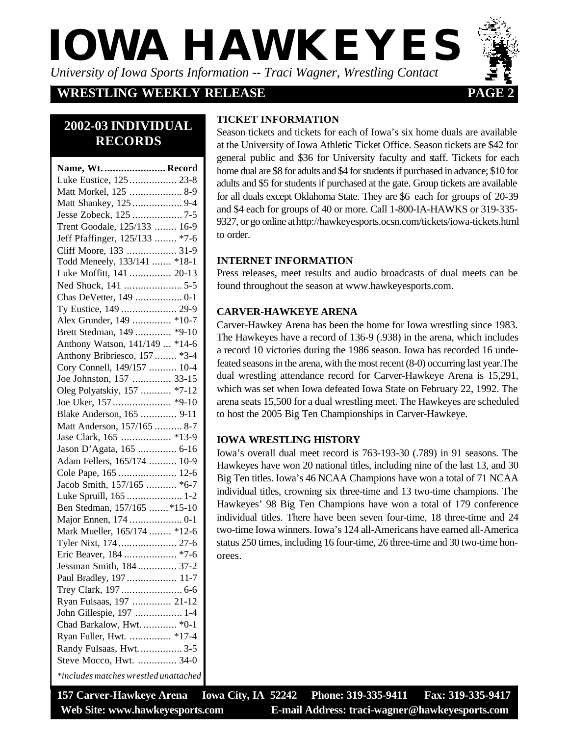# IOWA HAWKEYES

*University of Iowa Sports Information -- Traci Wagner, Wrestling Contact*

## WRESTLING WEEKLY RELEASE

## 2002-03 INDIVIDUAL RECORDS

| Name, Wt. | Record |
|---|---|
| Luke Eustice, 125 | 23-8 |
| Matt Morkel, 125 | 8-9 |
| Matt Shankey, 125 | 9-4 |
| Jesse Zobeck, 125 | 7-5 |
| Trent Goodale, 125/133 | 16-9 |
| Jeff Pfaffinger, 125/133 | *7-6 |
| Cliff Moore, 133 | 31-9 |
| Todd Meneely, 133/141 | *18-1 |
| Luke Moffitt, 141 | 20-13 |
| Ned Shuck, 141 | 5-5 |
| Chas DeVetter, 149 | 0-1 |
| Ty Eustice, 149 | 29-9 |
| Alex Grunder, 149 | *10-7 |
| Brett Stedman, 149 | *9-10 |
| Anthony Watson, 141/149 | *14-6 |
| Anthony Bribriesco, 157 | *3-4 |
| Cory Connell, 149/157 | 10-4 |
| Joe Johnston, 157 | 33-15 |
| Oleg Polyatskiy, 157 | *7-12 |
| Joe Uker, 157 | *9-10 |
| Blake Anderson, 165 | 9-11 |
| Matt Anderson, 157/165 | 8-7 |
| Jase Clark, 165 | *13-9 |
| Jason D'Agata, 165 | 6-16 |
| Adam Fellers, 165/174 | 10-9 |
| Cole Pape, 165 | 12-6 |
| Jacob Smith, 157/165 | *6-7 |
| Luke Spruill, 165 | 1-2 |
| Ben Stedman, 157/165 | *15-10 |
| Major Ennen, 174 | 0-1 |
| Mark Mueller, 165/174 | *12-6 |
| Tyler Nixt, 174 | 27-6 |
| Eric Beaver, 184 | *7-6 |
| Jessman Smith, 184 | 37-2 |
| Paul Bradley, 197 | 11-7 |
| Trey Clark, 197 | 6-6 |
| Ryan Fulsaas, 197 | 21-12 |
| John Gillespie, 197 | 1-4 |
| Chad Barkalow, Hwt. | *0-1 |
| Ryan Fuller, Hwt. | *17-4 |
| Randy Fulsaas, Hwt. | 3-5 |
| Steve Mocco, Hwt. | 34-0 |

*\*includes matches wrestled unattached*

### TICKET INFORMATION

Season tickets and tickets for each of Iowa's six home duals are available at the University of Iowa Athletic Ticket Office. Season tickets are $42 for general public and $36 for University faculty and staff. Tickets for each home dual are $8 for adults and $4 for students if purchased in advance; $10 for adults and $5 for students if purchased at the gate. Group tickets are available for all duals except Oklahoma State. They are $6 each for groups of 20-39 and $4 each for groups of 40 or more. Call 1-800-IA-HAWKS or 319-335-9327, or go online at http://hawkeyesports.ocsn.com/tickets/iowa-tickets.html to order.

### INTERNET INFORMATION

Press releases, meet results and audio broadcasts of dual meets can be found throughout the season at www.hawkeyesports.com.

### CARVER-HAWKEYE ARENA

Carver-Hawkey Arena has been the home for Iowa wrestling since 1983. The Hawkeyes have a record of 136-9 (.938) in the arena, which includes a record 10 victories during the 1986 season. Iowa has recorded 16 undefeated seasons in the arena, with the most recent (8-0) occurring last year.The dual wrestling attendance record for Carver-Hawkeye Arena is 15,291, which was set when Iowa defeated Iowa State on February 22, 1992. The arena seats 15,500 for a dual wrestling meet. The Hawkeyes are scheduled to host the 2005 Big Ten Championships in Carver-Hawkeye.

### IOWA WRESTLING HISTORY

Iowa's overall dual meet record is 763-193-30 (.789) in 91 seasons. The Hawkeyes have won 20 national titles, including nine of the last 13, and 30 Big Ten titles. Iowa's 46 NCAA Champions have won a total of 71 NCAA individual titles, crowning six three-time and 13 two-time champions. The Hawkeyes' 98 Big Ten Champions have won a total of 179 conference individual titles. There have been seven four-time, 18 three-time and 24 two-time Iowa winners. Iowa's 124 all-Americans have earned all-America status 250 times, including 16 four-time, 26 three-time and 30 two-time honorees.

**157 Carver-Hawkeye Arena Iowa City, IA 52242 Phone: 319-335-9411 Fax: 319-335-9417**
**Web Site: www.hawkeyesports.com E-mail Address: traci-wagner@hawkeyesports.com**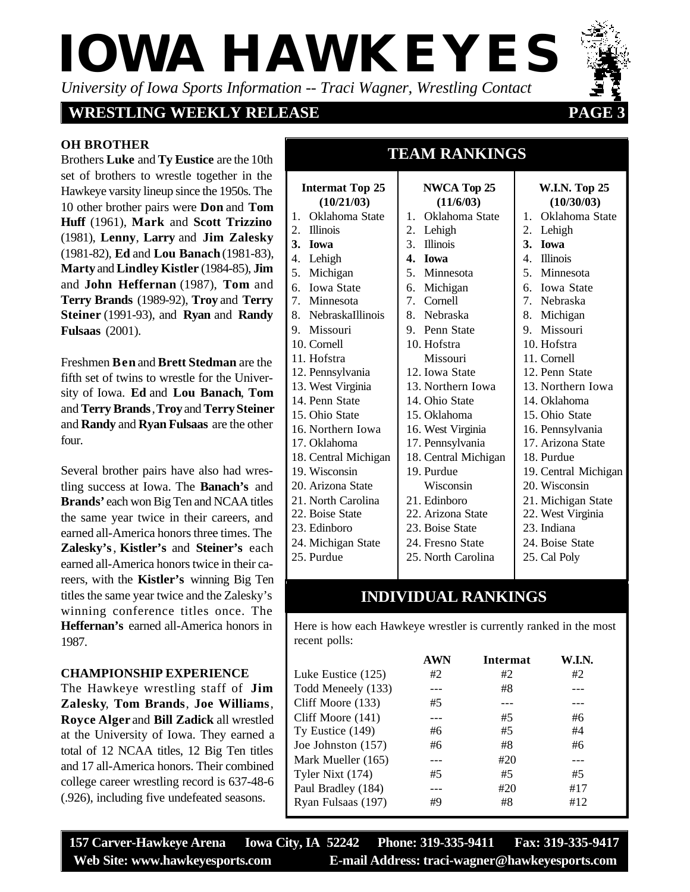# IOWA HAWKEYES

*University of Iowa Sports Information -- Traci Wagner, Wrestling Contact*

## WRESTLING WEEKLY RELEASE

### OH BROTHER

Brothers **Luke** and **Ty Eustice** are the 10th set of brothers to wrestle together in the Hawkeye varsity lineup since the 1950s. The 10 other brother pairs were **Don** and **Tom Huff** (1961), **Mark** and **Scott Trizzino** (1981), **Lenny**, **Larry** and **Jim Zalesky** (1981-82), **Ed** and **Lou Banach** (1981-83), **Marty** and **Lindley Kistler** (1984-85), **Jim** and **John Heffernan** (1987), **Tom** and **Terry Brands** (1989-92), **Troy** and **Terry Steiner** (1991-93), and **Ryan** and **Randy Fulsaas** (2001).

Freshmen **Ben** and **Brett Stedman** are the fifth set of twins to wrestle for the University of Iowa. **Ed** and **Lou Banach**, **Tom** and **Terry Brands**, **Troy** and **Terry Steiner** and **Randy** and **Ryan Fulsaas** are the other four.

Several brother pairs have also had wrestling success at Iowa. The **Banach's** and **Brands'** each won Big Ten and NCAA titles the same year twice in their careers, and earned all-America honors three times. The **Zalesky's**, **Kistler's** and **Steiner's** each earned all-America honors twice in their careers, with the **Kistler's** winning Big Ten titles the same year twice and the Zalesky's winning conference titles once. The **Heffernan's** earned all-America honors in 1987.

### CHAMPIONSHIP EXPERIENCE

The Hawkeye wrestling staff of **Jim Zalesky**, **Tom Brands**, **Joe Williams**, **Royce Alger** and **Bill Zadick** all wrestled at the University of Iowa. They earned a total of 12 NCAA titles, 12 Big Ten titles and 17 all-America honors. Their combined college career wrestling record is 637-48-6 (.926), including five undefeated seasons.

## TEAM RANKINGS

| Intermat Top 25 (10/21/03) | NWCA Top 25 (11/6/03) | W.I.N. Top 25 (10/30/03) |
|---|---|---|
| 1. Oklahoma State | 1. Oklahoma State | 1. Oklahoma State |
| 2. Illinois | 2. Lehigh | 2. Lehigh |
| **3. Iowa** | 3. Illinois | **3. Iowa** |
| 4. Lehigh | **4. Iowa** | 4. Illinois |
| 5. Michigan | 5. Minnesota | 5. Minnesota |
| 6. Iowa State | 6. Michigan | 6. Iowa State |
| 7. Minnesota | 7. Cornell | 7. Nebraska |
| 8. NebraskaIllinois | 8. Nebraska | 8. Michigan |
| 9. Missouri | 9. Penn State | 9. Missouri |
| 10. Cornell | 10. Hofstra | 10. Hofstra |
| 11. Hofstra | Missouri | 11. Cornell |
| 12. Pennsylvania | 12. Iowa State | 12. Penn State |
| 13. West Virginia | 13. Northern Iowa | 13. Northern Iowa |
| 14. Penn State | 14. Ohio State | 14. Oklahoma |
| 15. Ohio State | 15. Oklahoma | 15. Ohio State |
| 16. Northern Iowa | 16. West Virginia | 16. Pennsylvania |
| 17. Oklahoma | 17. Pennsylvania | 17. Arizona State |
| 18. Central Michigan | 18. Central Michigan | 18. Purdue |
| 19. Wisconsin | 19. Purdue | 19. Central Michigan |
| 20. Arizona State | Wisconsin | 20. Wisconsin |
| 21. North Carolina | 21. Edinboro | 21. Michigan State |
| 22. Boise State | 22. Arizona State | 22. West Virginia |
| 23. Edinboro | 23. Boise State | 23. Indiana |
| 24. Michigan State | 24. Fresno State | 24. Boise State |
| 25. Purdue | 25. North Carolina | 25. Cal Poly |

## INDIVIDUAL RANKINGS

Here is how each Hawkeye wrestler is currently ranked in the most recent polls:

| | AWN | Intermat | W.I.N. |
|---|---|---|---|
| Luke Eustice (125) | #2 | #2 | #2 |
| Todd Meneely (133) | --- | #8 | --- |
| Cliff Moore (133) | #5 | --- | --- |
| Cliff Moore (141) | --- | #5 | #6 |
| Ty Eustice (149) | #6 | #5 | #4 |
| Joe Johnston (157) | #6 | #8 | #6 |
| Mark Mueller (165) | --- | #20 | --- |
| Tyler Nixt (174) | #5 | #5 | #5 |
| Paul Bradley (184) | --- | #20 | #17 |
| Ryan Fulsaas (197) | #9 | #8 | #12 |

**157 Carver-Hawkeye Arena Iowa City, IA 52242 Phone: 319-335-9411 Fax: 319-335-9417**
**Web Site: www.hawkeyesports.com E-mail Address: traci-wagner@hawkeyesports.com**